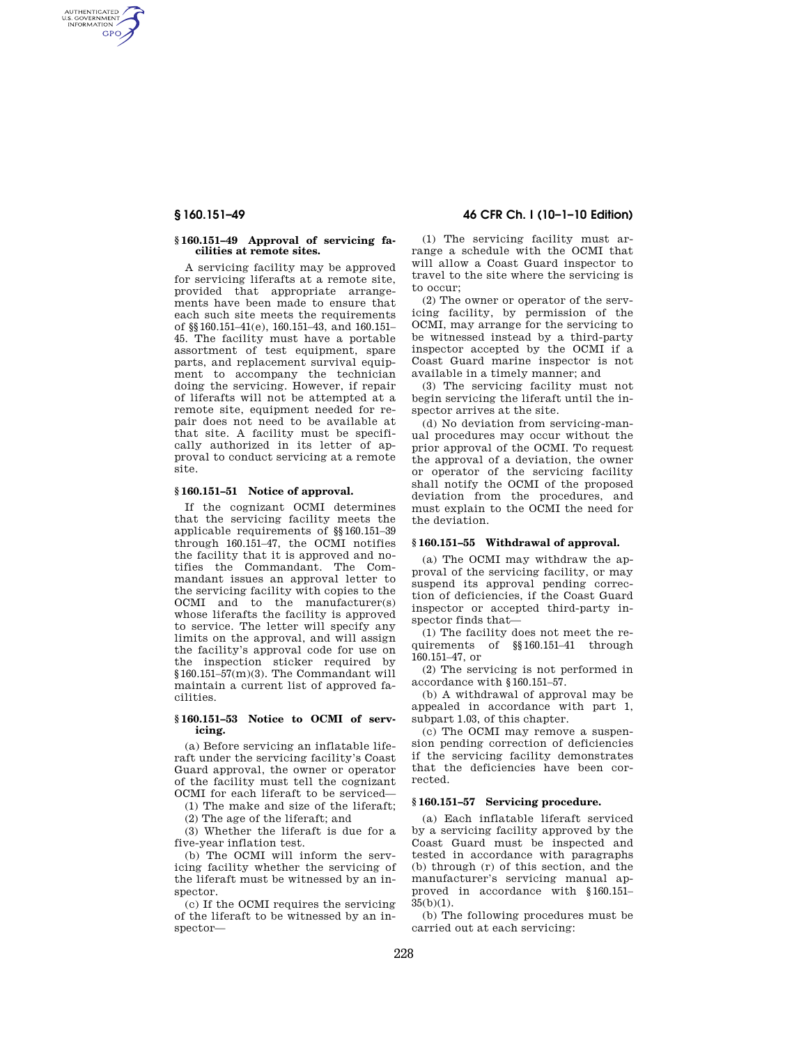### § 160.151–49 Approval of servicing facilities at remote sites.

A servicing facility may be approved for servicing liferafts at a remote site, provided that appropriate arrangements have been made to ensure that each such site meets the requirements of §§ 160.151–41(e), 160.151–43, and 160.151–45. The facility must have a portable assortment of test equipment, spare parts, and replacement survival equipment to accompany the technician doing the servicing. However, if repair of liferafts will not be attempted at a remote site, equipment needed for repair does not need to be available at that site. A facility must be specifically authorized in its letter of approval to conduct servicing at a remote site.

### § 160.151–51 Notice of approval.

If the cognizant OCMI determines that the servicing facility meets the applicable requirements of §§ 160.151–39 through 160.151–47, the OCMI notifies the facility that it is approved and notifies the Commandant. The Commandant issues an approval letter to the servicing facility with copies to the OCMI and to the manufacturer(s) whose liferafts the facility is approved to service. The letter will specify any limits on the approval, and will assign the facility's approval code for use on the inspection sticker required by § 160.151–57(m)(3). The Commandant will maintain a current list of approved facilities.

### § 160.151–53 Notice to OCMI of servicing.

(a) Before servicing an inflatable liferaft under the servicing facility's Coast Guard approval, the owner or operator of the facility must tell the cognizant OCMI for each liferaft to be serviced—

(1) The make and size of the liferaft;

(2) The age of the liferaft; and

(3) Whether the liferaft is due for a five-year inflation test.

(b) The OCMI will inform the servicing facility whether the servicing of the liferaft must be witnessed by an inspector.

(c) If the OCMI requires the servicing of the liferaft to be witnessed by an inspector—

(1) The servicing facility must arrange a schedule with the OCMI that will allow a Coast Guard inspector to travel to the site where the servicing is to occur;

(2) The owner or operator of the servicing facility, by permission of the OCMI, may arrange for the servicing to be witnessed instead by a third-party inspector accepted by the OCMI if a Coast Guard marine inspector is not available in a timely manner; and

(3) The servicing facility must not begin servicing the liferaft until the inspector arrives at the site.

(d) No deviation from servicing-manual procedures may occur without the prior approval of the OCMI. To request the approval of a deviation, the owner or operator of the servicing facility shall notify the OCMI of the proposed deviation from the procedures, and must explain to the OCMI the need for the deviation.

### § 160.151–55 Withdrawal of approval.

(a) The OCMI may withdraw the approval of the servicing facility, or may suspend its approval pending correction of deficiencies, if the Coast Guard inspector or accepted third-party inspector finds that—

(1) The facility does not meet the requirements of §§ 160.151–41 through 160.151–47, or

(2) The servicing is not performed in accordance with § 160.151–57.

(b) A withdrawal of approval may be appealed in accordance with part 1, subpart 1.03, of this chapter.

(c) The OCMI may remove a suspension pending correction of deficiencies if the servicing facility demonstrates that the deficiencies have been corrected.

### § 160.151–57 Servicing procedure.

(a) Each inflatable liferaft serviced by a servicing facility approved by the Coast Guard must be inspected and tested in accordance with paragraphs (b) through (r) of this section, and the manufacturer's servicing manual approved in accordance with § 160.151–35(b)(1).

(b) The following procedures must be carried out at each servicing: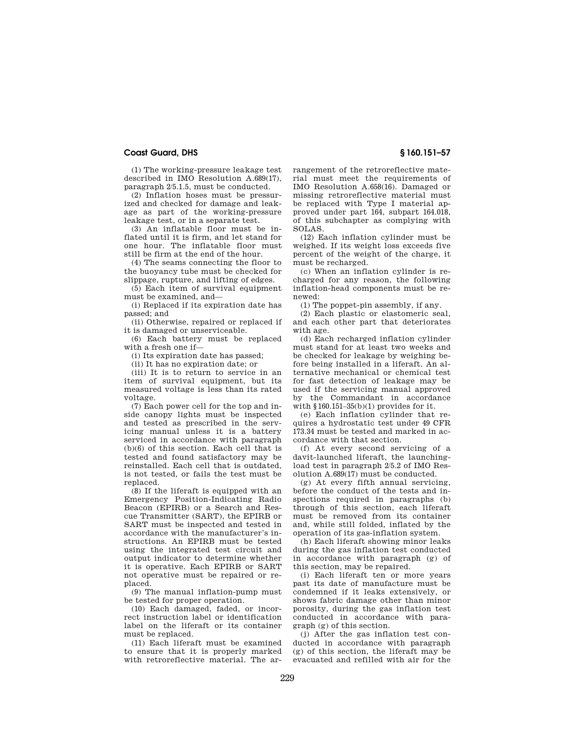(1) The working-pressure leakage test described in IMO Resolution A.689(17), paragraph 2/5.1.5, must be conducted.

(2) Inflation hoses must be pressurized and checked for damage and leakage as part of the working-pressure leakage test, or in a separate test.

(3) An inflatable floor must be inflated until it is firm, and let stand for one hour. The inflatable floor must still be firm at the end of the hour.

(4) The seams connecting the floor to the buoyancy tube must be checked for slippage, rupture, and lifting of edges.

(5) Each item of survival equipment must be examined, and—

(i) Replaced if its expiration date has passed; and

(ii) Otherwise, repaired or replaced if it is damaged or unserviceable.

(6) Each battery must be replaced with a fresh one if—

(i) Its expiration date has passed;

(ii) It has no expiration date; or

(iii) It is to return to service in an item of survival equipment, but its measured voltage is less than its rated voltage.

(7) Each power cell for the top and inside canopy lights must be inspected and tested as prescribed in the servicing manual unless it is a battery serviced in accordance with paragraph (b)(6) of this section. Each cell that is tested and found satisfactory may be reinstalled. Each cell that is outdated, is not tested, or fails the test must be replaced.

(8) If the liferaft is equipped with an Emergency Position-Indicating Radio Beacon (EPIRB) or a Search and Rescue Transmitter (SART), the EPIRB or SART must be inspected and tested in accordance with the manufacturer's instructions. An EPIRB must be tested using the integrated test circuit and output indicator to determine whether it is operative. Each EPIRB or SART not operative must be repaired or replaced.

(9) The manual inflation-pump must be tested for proper operation.

(10) Each damaged, faded, or incorrect instruction label or identification label on the liferaft or its container must be replaced.

(11) Each liferaft must be examined to ensure that it is properly marked with retroreflective material. The arrangement of the retroreflective material must meet the requirements of IMO Resolution A.658(16). Damaged or missing retroreflective material must be replaced with Type I material approved under part 164, subpart 164.018, of this subchapter as complying with SOLAS.

(12) Each inflation cylinder must be weighed. If its weight loss exceeds five percent of the weight of the charge, it must be recharged.

(c) When an inflation cylinder is recharged for any reason, the following inflation-head components must be renewed:

(1) The poppet-pin assembly, if any.

(2) Each plastic or elastomeric seal, and each other part that deteriorates with age.

(d) Each recharged inflation cylinder must stand for at least two weeks and be checked for leakage by weighing before being installed in a liferaft. An alternative mechanical or chemical test for fast detection of leakage may be used if the servicing manual approved by the Commandant in accordance with §160.151–35(b)(1) provides for it.

(e) Each inflation cylinder that requires a hydrostatic test under 49 CFR 173.34 must be tested and marked in accordance with that section.

(f) At every second servicing of a davit-launched liferaft, the launching-load test in paragraph 2/5.2 of IMO Resolution A.689(17) must be conducted.

(g) At every fifth annual servicing, before the conduct of the tests and inspections required in paragraphs (b) through of this section, each liferaft must be removed from its container and, while still folded, inflated by the operation of its gas-inflation system.

(h) Each liferaft showing minor leaks during the gas inflation test conducted in accordance with paragraph (g) of this section, may be repaired.

(i) Each liferaft ten or more years past its date of manufacture must be condemned if it leaks extensively, or shows fabric damage other than minor porosity, during the gas inflation test conducted in accordance with paragraph (g) of this section.

(j) After the gas inflation test conducted in accordance with paragraph (g) of this section, the liferaft may be evacuated and refilled with air for the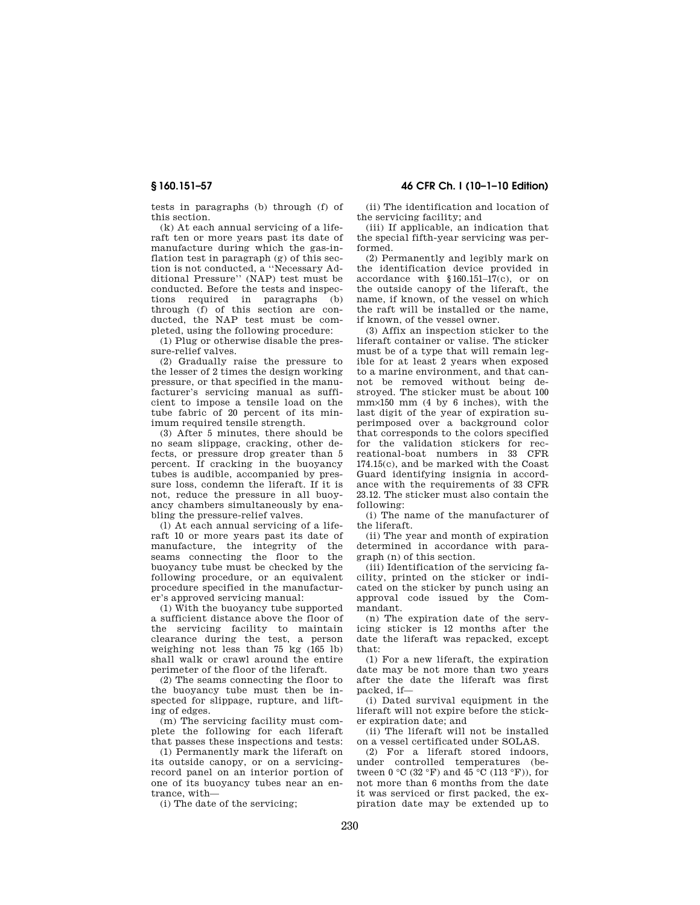tests in paragraphs (b) through (f) of this section.

(k) At each annual servicing of a liferaft ten or more years past its date of manufacture during which the gas-inflation test in paragraph (g) of this section is not conducted, a ''Necessary Additional Pressure'' (NAP) test must be conducted. Before the tests and inspections required in paragraphs (b) through (f) of this section are conducted, the NAP test must be completed, using the following procedure:

(1) Plug or otherwise disable the pressure-relief valves.

(2) Gradually raise the pressure to the lesser of 2 times the design working pressure, or that specified in the manufacturer's servicing manual as sufficient to impose a tensile load on the tube fabric of 20 percent of its minimum required tensile strength.

(3) After 5 minutes, there should be no seam slippage, cracking, other defects, or pressure drop greater than 5 percent. If cracking in the buoyancy tubes is audible, accompanied by pressure loss, condemn the liferaft. If it is not, reduce the pressure in all buoyancy chambers simultaneously by enabling the pressure-relief valves.

(l) At each annual servicing of a liferaft 10 or more years past its date of manufacture, the integrity of the seams connecting the floor to the buoyancy tube must be checked by the following procedure, or an equivalent procedure specified in the manufacturer's approved servicing manual:

(1) With the buoyancy tube supported a sufficient distance above the floor of the servicing facility to maintain clearance during the test, a person weighing not less than 75 kg (165 lb) shall walk or crawl around the entire perimeter of the floor of the liferaft.

(2) The seams connecting the floor to the buoyancy tube must then be inspected for slippage, rupture, and lifting of edges.

(m) The servicing facility must complete the following for each liferaft that passes these inspections and tests:

(1) Permanently mark the liferaft on its outside canopy, or on a servicing-record panel on an interior portion of one of its buoyancy tubes near an entrance, with—

(i) The date of the servicing;

(ii) The identification and location of the servicing facility; and

(iii) If applicable, an indication that the special fifth-year servicing was performed.

(2) Permanently and legibly mark on the identification device provided in accordance with §160.151–17(c), or on the outside canopy of the liferaft, the name, if known, of the vessel on which the raft will be installed or the name, if known, of the vessel owner.

(3) Affix an inspection sticker to the liferaft container or valise. The sticker must be of a type that will remain legible for at least 2 years when exposed to a marine environment, and that cannot be removed without being destroyed. The sticker must be about 100 mm×150 mm (4 by 6 inches), with the last digit of the year of expiration superimposed over a background color that corresponds to the colors specified for the validation stickers for recreational-boat numbers in 33 CFR 174.15(c), and be marked with the Coast Guard identifying insignia in accordance with the requirements of 33 CFR 23.12. The sticker must also contain the following:

(i) The name of the manufacturer of the liferaft.

(ii) The year and month of expiration determined in accordance with paragraph (n) of this section.

(iii) Identification of the servicing facility, printed on the sticker or indicated on the sticker by punch using an approval code issued by the Commandant.

(n) The expiration date of the servicing sticker is 12 months after the date the liferaft was repacked, except that:

(1) For a new liferaft, the expiration date may be not more than two years after the date the liferaft was first packed, if—

(i) Dated survival equipment in the liferaft will not expire before the sticker expiration date; and

(ii) The liferaft will not be installed on a vessel certificated under SOLAS.

(2) For a liferaft stored indoors, under controlled temperatures (between 0 °C (32 °F) and 45 °C (113 °F)), for not more than 6 months from the date it was serviced or first packed, the expiration date may be extended up to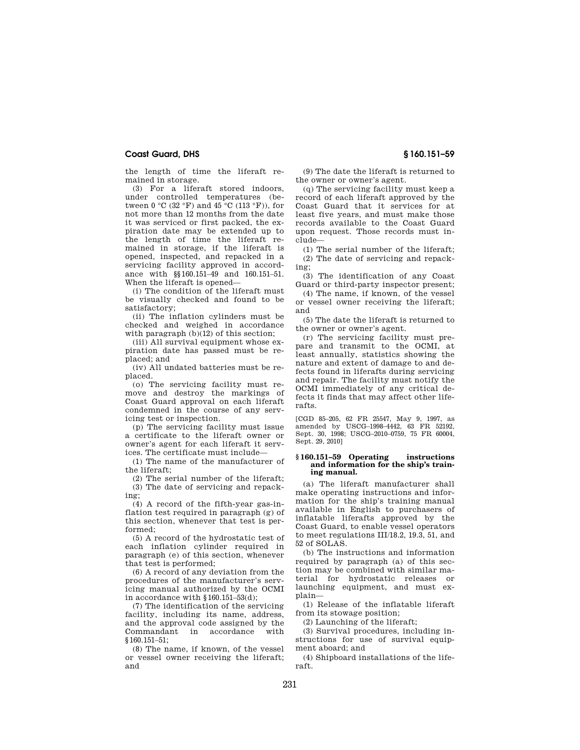the length of time the liferaft remained in storage.

(3) For a liferaft stored indoors, under controlled temperatures (between 0 °C (32 °F) and 45 °C (113 °F)), for not more than 12 months from the date it was serviced or first packed, the expiration date may be extended up to the length of time the liferaft remained in storage, if the liferaft is opened, inspected, and repacked in a servicing facility approved in accordance with §§160.151–49 and 160.151–51. When the liferaft is opened—

(i) The condition of the liferaft must be visually checked and found to be satisfactory;

(ii) The inflation cylinders must be checked and weighed in accordance with paragraph (b)(12) of this section;

(iii) All survival equipment whose expiration date has passed must be replaced; and

(iv) All undated batteries must be replaced.

(o) The servicing facility must remove and destroy the markings of Coast Guard approval on each liferaft condemned in the course of any servicing test or inspection.

(p) The servicing facility must issue a certificate to the liferaft owner or owner's agent for each liferaft it services. The certificate must include—

(1) The name of the manufacturer of the liferaft;

(2) The serial number of the liferaft;

(3) The date of servicing and repacking;

(4) A record of the fifth-year gas-inflation test required in paragraph (g) of this section, whenever that test is performed;

(5) A record of the hydrostatic test of each inflation cylinder required in paragraph (e) of this section, whenever that test is performed;

(6) A record of any deviation from the procedures of the manufacturer's servicing manual authorized by the OCMI in accordance with §160.151–53(d);

(7) The identification of the servicing facility, including its name, address, and the approval code assigned by the Commandant in accordance with §160.151–51;

(8) The name, if known, of the vessel or vessel owner receiving the liferaft; and

(9) The date the liferaft is returned to the owner or owner's agent.

(q) The servicing facility must keep a record of each liferaft approved by the Coast Guard that it services for at least five years, and must make those records available to the Coast Guard upon request. Those records must include—

(1) The serial number of the liferaft;

(2) The date of servicing and repacking;

(3) The identification of any Coast Guard or third-party inspector present;

(4) The name, if known, of the vessel or vessel owner receiving the liferaft; and

(5) The date the liferaft is returned to the owner or owner's agent.

(r) The servicing facility must prepare and transmit to the OCMI, at least annually, statistics showing the nature and extent of damage to and defects found in liferafts during servicing and repair. The facility must notify the OCMI immediately of any critical defects it finds that may affect other liferafts.

[CGD 85–205, 62 FR 25547, May 9, 1997, as amended by USCG–1998–4442, 63 FR 52192, Sept. 30, 1998; USCG–2010–0759, 75 FR 60004, Sept. 29, 2010]

### § 160.151–59 Operating instructions and information for the ship's training manual.

(a) The liferaft manufacturer shall make operating instructions and information for the ship's training manual available in English to purchasers of inflatable liferafts approved by the Coast Guard, to enable vessel operators to meet regulations III/18.2, 19.3, 51, and 52 of SOLAS.

(b) The instructions and information required by paragraph (a) of this section may be combined with similar material for hydrostatic releases or launching equipment, and must explain—

(1) Release of the inflatable liferaft from its stowage position;

(2) Launching of the liferaft;

(3) Survival procedures, including instructions for use of survival equipment aboard; and

(4) Shipboard installations of the liferaft.